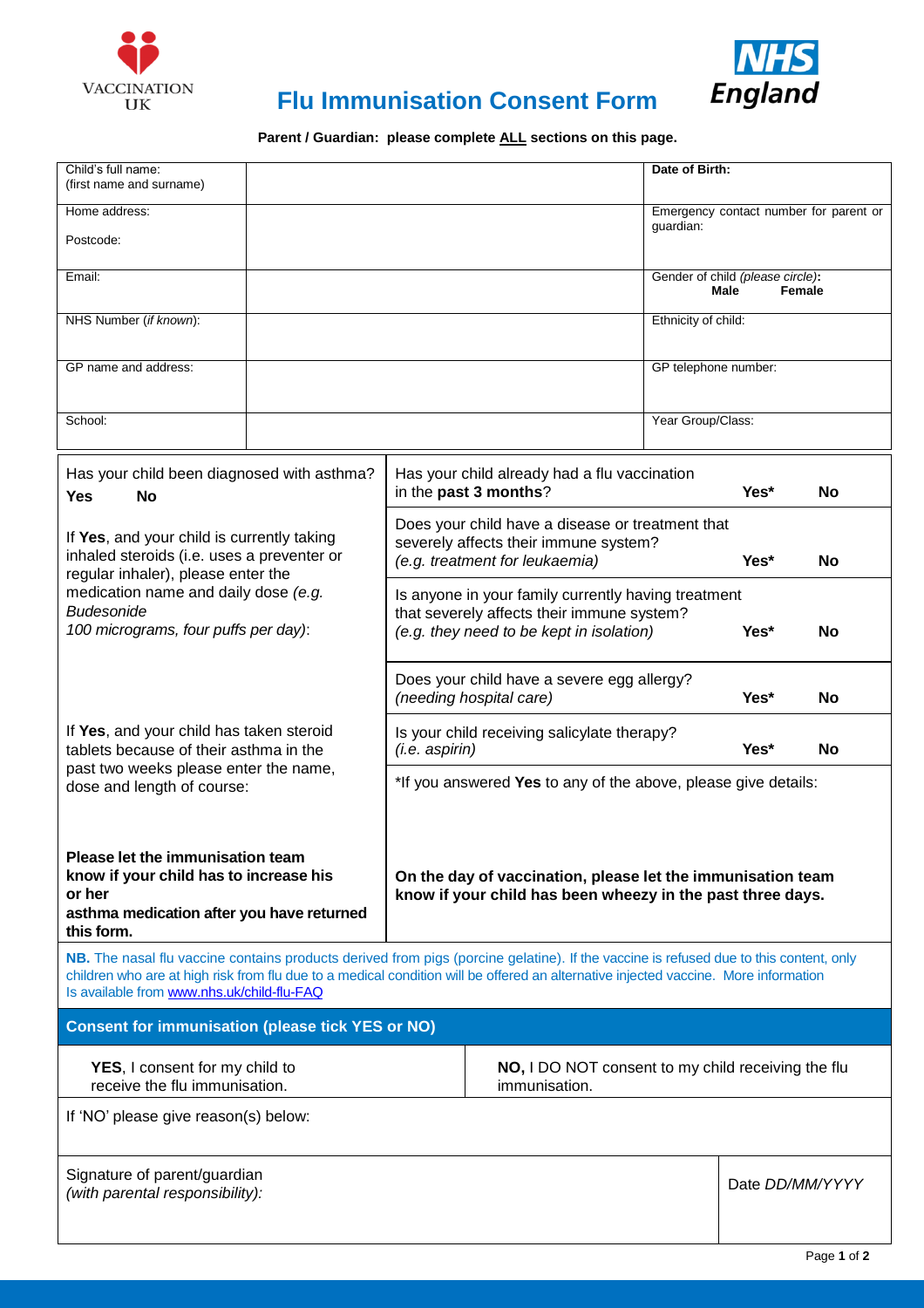VACCINATION UK

# Flu Immunisation Consent Form

NHS England

**Parent / Guardian: please complete ALL sections on this page.**

| Child's full name: (first name and surname) | | **Date of Birth:** |
|---|---|---|
| Home address: Postcode: | | Emergency contact number for parent or guardian: |
| Email: | | Gender of child *(please circle)*: **Male** **Female** |
| NHS Number (*if known*): | | Ethnicity of child: |
| GP name and address: | | GP telephone number: |
| School: | | Year Group/Class: |

| Has your child been diagnosed with asthma? **Yes** **No** | | |
|---|---|---|
| If **Yes**, and your child is currently taking inhaled steroids (i.e. uses a preventer or regular inhaler), please enter the medication name and daily dose *(e.g. Budesonide 100 micrograms, four puffs per day)*: | Has your child already had a flu vaccination in the **past 3 months**? | **Yes*** **No** |
| | Does your child have a disease or treatment that severely affects their immune system? *(e.g. treatment for leukaemia)* | **Yes*** **No** |
| | Is anyone in your family currently having treatment that severely affects their immune system? *(e.g. they need to be kept in isolation)* | **Yes*** **No** |
| If **Yes**, and your child has taken steroid tablets because of their asthma in the past two weeks please enter the name, dose and length of course: | Does your child have a severe egg allergy? *(needing hospital care)* | **Yes*** **No** |
| | Is your child receiving salicylate therapy? *(i.e. aspirin)* | **Yes*** **No** |
| | *If you answered **Yes** to any of the above, please give details: | |
| **Please let the immunisation team know if your child has to increase his or her asthma medication after you have returned this form.** | **On the day of vaccination, please let the immunisation team know if your child has been wheezy in the past three days.** | |

**NB.** The nasal flu vaccine contains products derived from pigs (porcine gelatine). If the vaccine is refused due to this content, only children who are at high risk from flu due to a medical condition will be offered an alternative injected vaccine. More information Is available from www.nhs.uk/child-flu-FAQ

## Consent for immunisation (please tick YES or NO)

| **YES**, I consent for my child to receive the flu immunisation. | **NO,** I DO NOT consent to my child receiving the flu immunisation. |
|---|---|
| If 'NO' please give reason(s) below: | |
| Signature of parent/guardian *(with parental responsibility)*: | Date *DD/MM/YYYY* |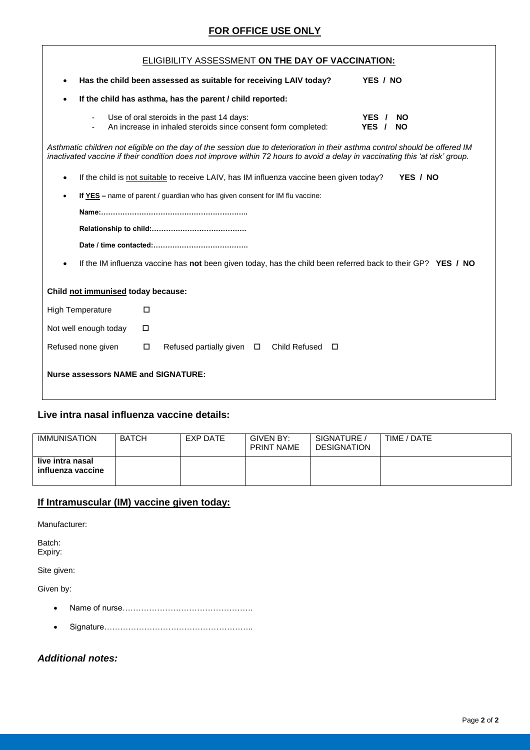## FOR OFFICE USE ONLY

### ELIGIBILITY ASSESSMENT **ON THE DAY OF VACCINATION:**

- **Has the child been assessed as suitable for receiving LAIV today?** **YES / NO**
- **If the child has asthma, has the parent / child reported:**
  - Use of oral steroids in the past 14 days: **YES / NO**
  - An increase in inhaled steroids since consent form completed: **YES / NO**

*Asthmatic children not eligible on the day of the session due to deterioration in their asthma control should be offered IM inactivated vaccine if their condition does not improve within 72 hours to avoid a delay in vaccinating this 'at risk' group.*

- If the child is not suitable to receive LAIV, has IM influenza vaccine been given today? **YES / NO**
- **If YES** – name of parent / guardian who has given consent for IM flu vaccine:

  **Name:……………………………………………………..**

  **Relationship to child:…………………………………**

  **Date / time contacted:…………………………………**

- If the IM influenza vaccine has **not** been given today, has the child been referred back to their GP? **YES / NO**

**Child not immunised today because:**

High Temperature ☐

Not well enough today ☐

Refused none given ☐ Refused partially given ☐ Child Refused ☐

**Nurse assessors NAME and SIGNATURE:**

### Live intra nasal influenza vaccine details:

| IMMUNISATION | BATCH | EXP DATE | GIVEN BY: PRINT NAME | SIGNATURE / DESIGNATION | TIME / DATE |
|---|---|---|---|---|---|
| **live intra nasal influenza vaccine** | | | | | |

### If Intramuscular (IM) vaccine given today:

Manufacturer:

Batch:
Expiry:

Site given:

Given by:

- Name of nurse………………………………………….
- Signature………………………………………………..

### *Additional notes:*